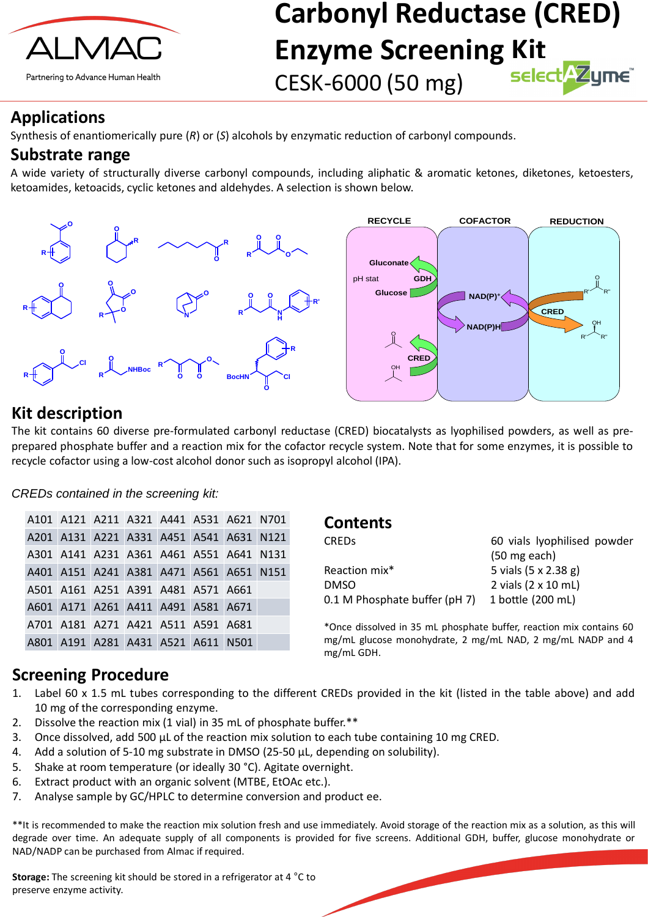# Carbonyl Reductase (CRED) Enzyme Screening Kit

CESK-6000 (50 mg)

## Applications

Synthesis of enantiomerically pure (*R*) or (*S*) alcohols by enzymatic reduction of carbonyl compounds.

## Substrate range

A wide variety of structurally diverse carbonyl compounds, including aliphatic & aromatic ketones, diketones, ketoesters, ketoamides, ketoacids, cyclic ketones and aldehydes. A selection is shown below.

## Kit description

The kit contains 60 diverse pre-formulated carbonyl reductase (CRED) biocatalysts as lyophilised powders, as well as pre-prepared phosphate buffer and a reaction mix for the cofactor recycle system. Note that for some enzymes, it is possible to recycle cofactor using a low-cost alcohol donor such as isopropyl alcohol (IPA).

*CREDs contained in the screening kit:*

| | | | | | | | |
|---|---|---|---|---|---|---|---|
| A101 | A121 | A211 | A321 | A441 | A531 | A621 | N701 |
| A201 | A131 | A221 | A331 | A451 | A541 | A631 | N121 |
| A301 | A141 | A231 | A361 | A461 | A551 | A641 | N131 |
| A401 | A151 | A241 | A381 | A471 | A561 | A651 | N151 |
| A501 | A161 | A251 | A391 | A481 | A571 | A661 | |
| A601 | A171 | A261 | A411 | A491 | A581 | A671 | |
| A701 | A181 | A271 | A421 | A511 | A591 | A681 | |
| A801 | A191 | A281 | A431 | A521 | A611 | N501 | |

## Contents

| | |
|---|---|
| CREDs | 60 vials lyophilised powder (50 mg each) |
| Reaction mix* | 5 vials (5 x 2.38 g) |
| DMSO | 2 vials (2 x 10 mL) |
| 0.1 M Phosphate buffer (pH 7) | 1 bottle (200 mL) |

*Once dissolved in 35 mL phosphate buffer, reaction mix contains 60 mg/mL glucose monohydrate, 2 mg/mL NAD, 2 mg/mL NADP and 4 mg/mL GDH.

## Screening Procedure

1. Label 60 x 1.5 mL tubes corresponding to the different CREDs provided in the kit (listed in the table above) and add 10 mg of the corresponding enzyme.
2. Dissolve the reaction mix (1 vial) in 35 mL of phosphate buffer.**
3. Once dissolved, add 500 µL of the reaction mix solution to each tube containing 10 mg CRED.
4. Add a solution of 5-10 mg substrate in DMSO (25-50 µL, depending on solubility).
5. Shake at room temperature (or ideally 30 °C). Agitate overnight.
6. Extract product with an organic solvent (MTBE, EtOAc etc.).
7. Analyse sample by GC/HPLC to determine conversion and product ee.

**It is recommended to make the reaction mix solution fresh and use immediately. Avoid storage of the reaction mix as a solution, as this will degrade over time. An adequate supply of all components is provided for five screens. Additional GDH, buffer, glucose monohydrate or NAD/NADP can be purchased from Almac if required.

**Storage:** The screening kit should be stored in a refrigerator at 4 °C to preserve enzyme activity.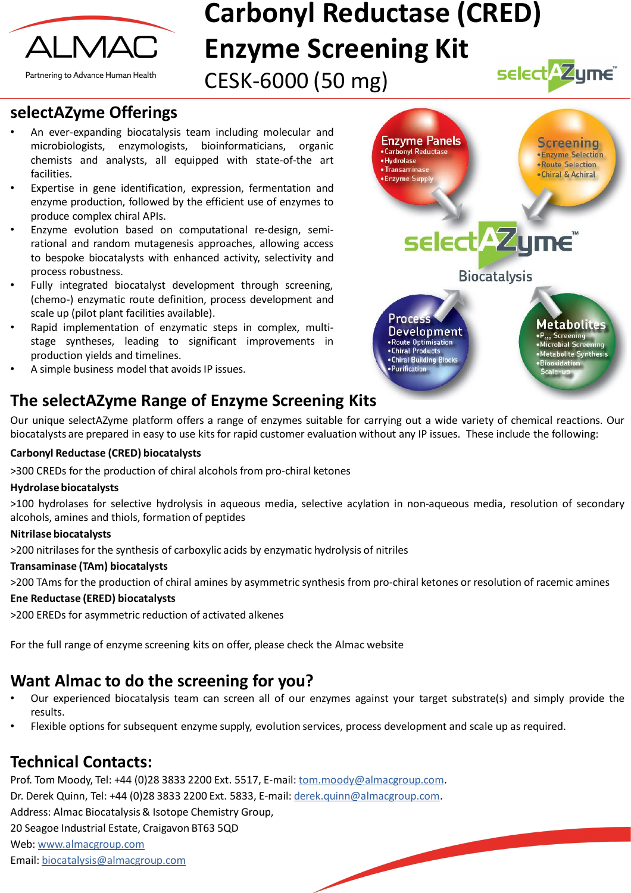# Carbonyl Reductase (CRED) Enzyme Screening Kit

CESK-6000 (50 mg)

## selectAZyme Offerings

- An ever-expanding biocatalysis team including molecular and microbiologists, enzymologists, bioinformaticians, organic chemists and analysts, all equipped with state-of-the art facilities.
- Expertise in gene identification, expression, fermentation and enzyme production, followed by the efficient use of enzymes to produce complex chiral APIs.
- Enzyme evolution based on computational re-design, semi-rational and random mutagenesis approaches, allowing access to bespoke biocatalysts with enhanced activity, selectivity and process robustness.
- Fully integrated biocatalyst development through screening, (chemo-) enzymatic route definition, process development and scale up (pilot plant facilities available).
- Rapid implementation of enzymatic steps in complex, multi-stage syntheses, leading to significant improvements in production yields and timelines.
- A simple business model that avoids IP issues.

Enzyme Panels
- Carbonyl Reductase
- Hydrolase
- Transaminase
- Enzyme Supply

Screening
- Enzyme Selection
- Route Selection
- Chiral & Achiral

selectAZyme™ Biocatalysis

Process Development
- Route Optimisation
- Chiral Products
- Chiral Building Blocks
- Purification

Metabolites
- $P_{450}$ Screening
- Microbial Screening
- Metabolite Synthesis
- Biooxidation Scale-up

## The selectAZyme Range of Enzyme Screening Kits

Our unique selectAZyme platform offers a range of enzymes suitable for carrying out a wide variety of chemical reactions. Our biocatalysts are prepared in easy to use kits for rapid customer evaluation without any IP issues. These include the following:

**Carbonyl Reductase (CRED) biocatalysts**

>300 CREDs for the production of chiral alcohols from pro-chiral ketones

**Hydrolase biocatalysts**

>100 hydrolases for selective hydrolysis in aqueous media, selective acylation in non-aqueous media, resolution of secondary alcohols, amines and thiols, formation of peptides

**Nitrilase biocatalysts**

>200 nitrilases for the synthesis of carboxylic acids by enzymatic hydrolysis of nitriles

**Transaminase (TAm) biocatalysts**

>200 TAms for the production of chiral amines by asymmetric synthesis from pro-chiral ketones or resolution of racemic amines

**Ene Reductase (ERED) biocatalysts**

>200 EREDs for asymmetric reduction of activated alkenes

For the full range of enzyme screening kits on offer, please check the Almac website

## Want Almac to do the screening for you?

- Our experienced biocatalysis team can screen all of our enzymes against your target substrate(s) and simply provide the results.
- Flexible options for subsequent enzyme supply, evolution services, process development and scale up as required.

## Technical Contacts:

Prof. Tom Moody, Tel: +44 (0)28 3833 2200 Ext. 5517, E-mail: tom.moody@almacgroup.com.
Dr. Derek Quinn, Tel: +44 (0)28 3833 2200 Ext. 5833, E-mail: derek.quinn@almacgroup.com.
Address: Almac Biocatalysis & Isotope Chemistry Group,
20 Seagoe Industrial Estate, Craigavon BT63 5QD
Web: www.almacgroup.com
Email: biocatalysis@almacgroup.com